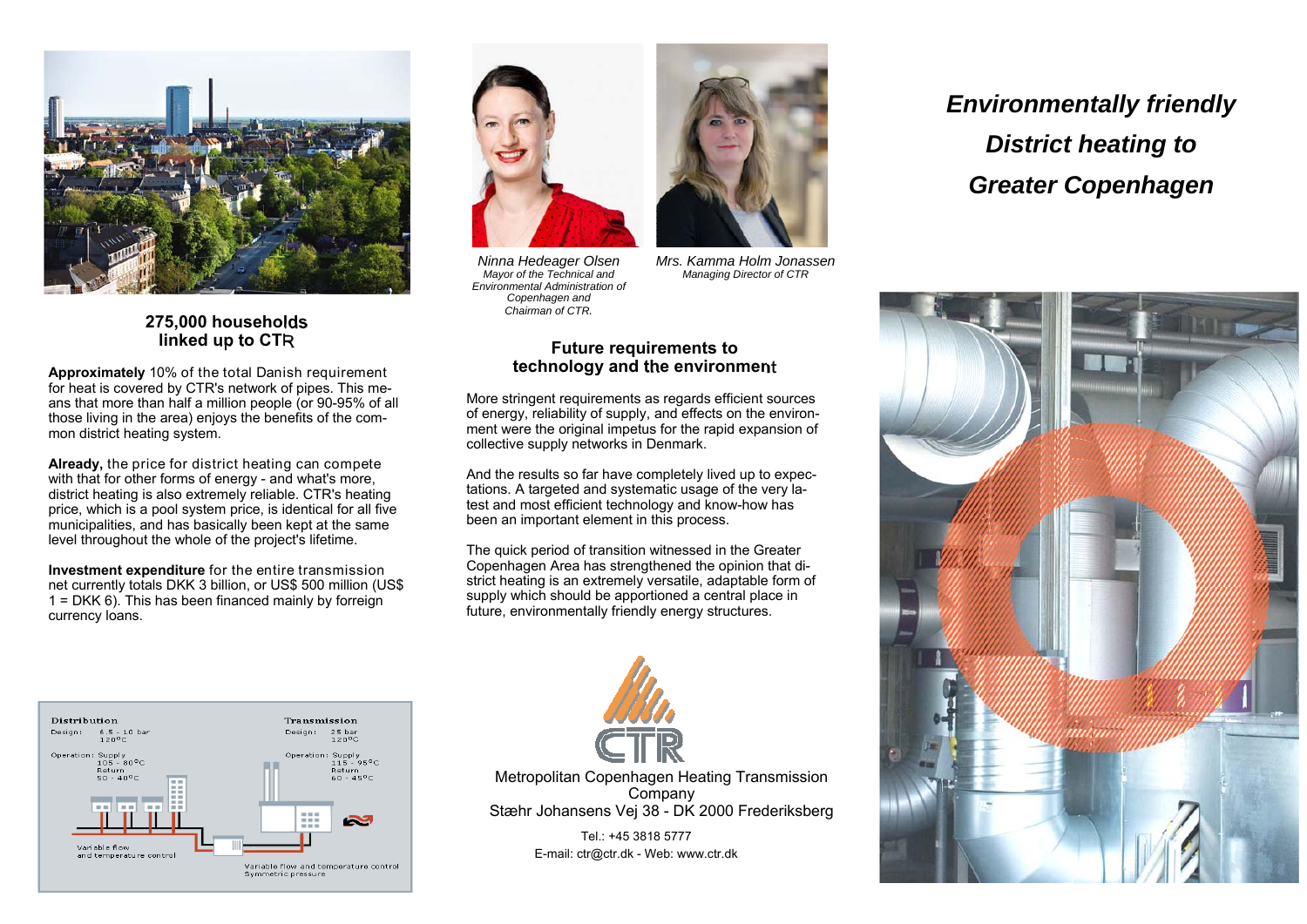# Environmentally friendly District heating to Greater Copenhagen

*Ninna Hedeager Olsen*
*Mayor of the Technical and Environmental Administration of Copenhagen and Chairman of CTR.*

*Mrs. Kamma Holm Jonassen*
*Managing Director of CTR*

## 275,000 households linked up to CTR

**Approximately** 10% of the total Danish requirement for heat is covered by CTR's network of pipes. This means that more than half a million people (or 90-95% of all those living in the area) enjoys the benefits of the common district heating system.

**Already,** the price for district heating can compete with that for other forms of energy - and what's more, district heating is also extremely reliable. CTR's heating price, which is a pool system price, is identical for all five municipalities, and has basically been kept at the same level throughout the whole of the project's lifetime.

**Investment expenditure** for the entire transmission net currently totals DKK 3 billion, or US$ 500 million (US$ 1 = DKK 6). This has been financed mainly by forreign currency loans.

Distribution
Design: 6.5 - 10 bar
120°C
Operation: Supply
105 - 80°C
Return
50 - 40°C
Variable flow and temperature control

Transmission
Design: 25 bar
120°C
Operation: Supply
115 - 95°C
Return
60 - 45°C
Variable flow and temperature control
Symmetric pressure

## Future requirements to technology and the environment

More stringent requirements as regards efficient sources of energy, reliability of supply, and effects on the environment were the original impetus for the rapid expansion of collective supply networks in Denmark.

And the results so far have completely lived up to expectations. A targeted and systematic usage of the very latest and most efficient technology and know-how has been an important element in this process.

The quick period of transition witnessed in the Greater Copenhagen Area has strengthened the opinion that district heating is an extremely versatile, adaptable form of supply which should be apportioned a central place in future, environmentally friendly energy structures.

CTR

Metropolitan Copenhagen Heating Transmission Company
Stæhr Johansens Vej 38 - DK 2000 Frederiksberg

Tel.: +45 3818 5777
E-mail: ctr@ctr.dk - Web: www.ctr.dk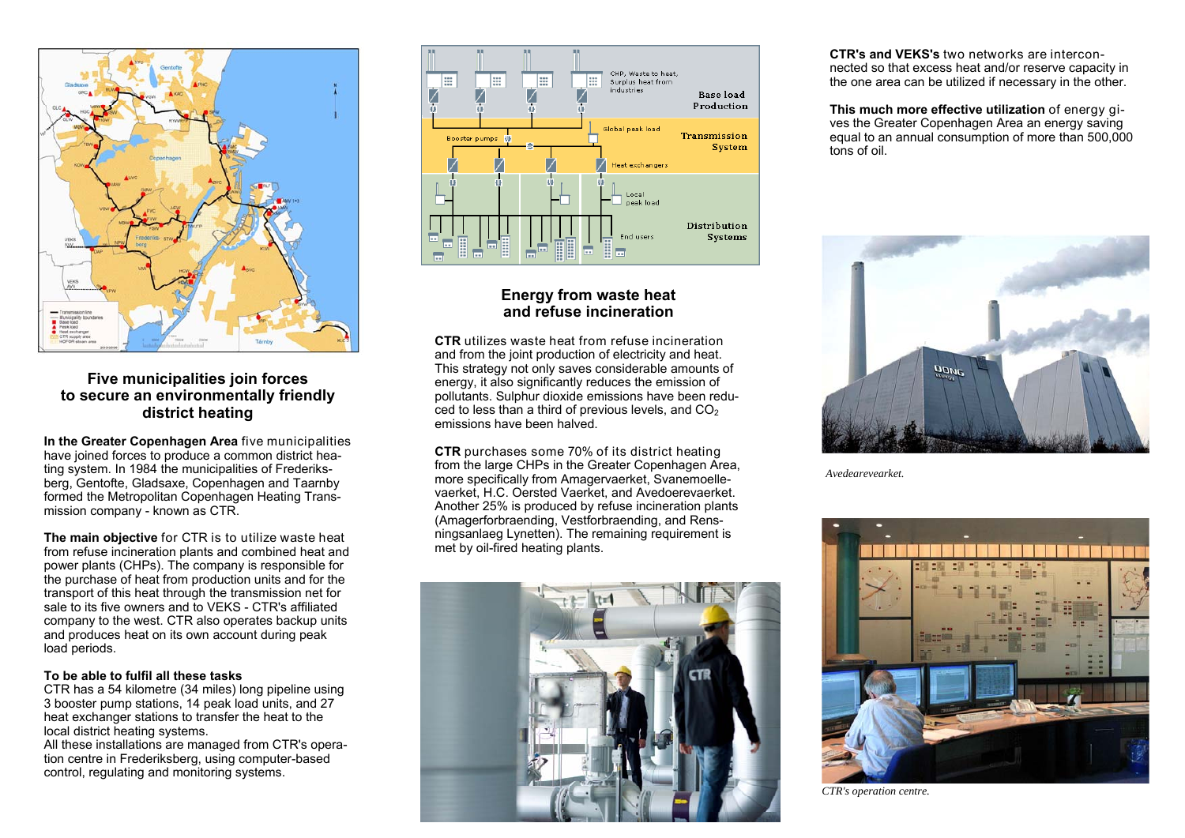## Five municipalities join forces to secure an environmentally friendly district heating

**In the Greater Copenhagen Area** five municipalities have joined forces to produce a common district heating system. In 1984 the municipalities of Frederiksberg, Gentofte, Gladsaxe, Copenhagen and Taarnby formed the Metropolitan Copenhagen Heating Transmission company - known as CTR.

**The main objective** for CTR is to utilize waste heat from refuse incineration plants and combined heat and power plants (CHPs). The company is responsible for the purchase of heat from production units and for the transport of this heat through the transmission net for sale to its five owners and to VEKS - CTR's affiliated company to the west. CTR also operates backup units and produces heat on its own account during peak load periods.

**To be able to fulfil all these tasks**
CTR has a 54 kilometre (34 miles) long pipeline using 3 booster pump stations, 14 peak load units, and 27 heat exchanger stations to transfer the heat to the local district heating systems.
All these installations are managed from CTR's operation centre in Frederiksberg, using computer-based control, regulating and monitoring systems.

## Energy from waste heat and refuse incineration

**CTR** utilizes waste heat from refuse incineration and from the joint production of electricity and heat. This strategy not only saves considerable amounts of energy, it also significantly reduces the emission of pollutants. Sulphur dioxide emissions have been reduced to less than a third of previous levels, and $CO_2$ emissions have been halved.

**CTR** purchases some 70% of its district heating from the large CHPs in the Greater Copenhagen Area, more specifically from Amagervaerket, Svanemoellevaerket, H.C. Oersted Vaerket, and Avedoerevaerket. Another 25% is produced by refuse incineration plants (Amagerforbraending, Vestforbraending, and Rensningsanlaeg Lynetten). The remaining requirement is met by oil-fired heating plants.

**CTR's and VEKS's** two networks are interconnected so that excess heat and/or reserve capacity in the one area can be utilized if necessary in the other.

**This much more effective utilization** of energy gives the Greater Copenhagen Area an energy saving equal to an annual consumption of more than 500,000 tons of oil.

*Avedearevearket.*

*CTR's operation centre.*